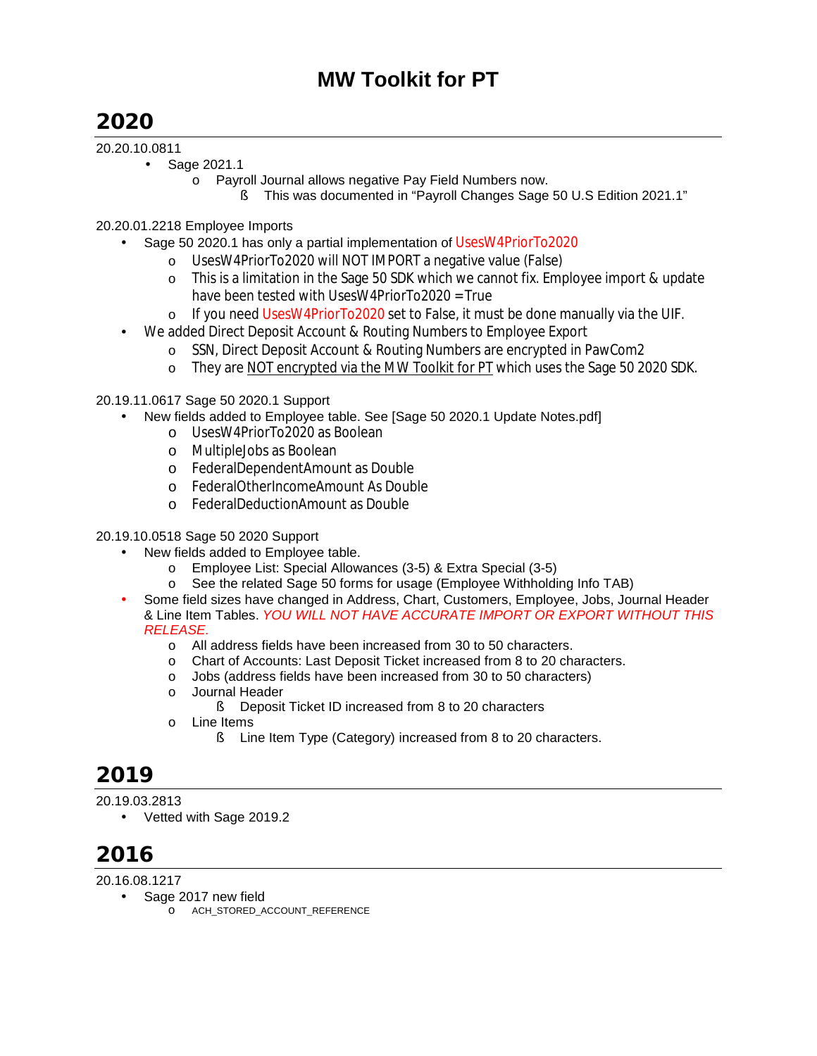# MW Toolkit for PT

## 2020

20.20.10.0811

- Sage 2021.1
  - Payroll Journal allows negative Pay Field Numbers now.
    - This was documented in “Payroll Changes Sage 50 U.S Edition 2021.1”

20.20.01.2218 Employee Imports

- Sage 50 2020.1 has only a partial implementation of UsesW4PriorTo2020
  - UsesW4PriorTo2020 will NOT IMPORT a negative value (False)
  - This is a limitation in the Sage 50 SDK which we cannot fix. Employee import & update have been tested with UsesW4PriorTo2020 = True
  - If you need UsesW4PriorTo2020 set to False, it must be done manually via the UIF.
- We added Direct Deposit Account & Routing Numbers to Employee Export
  - SSN, Direct Deposit Account & Routing Numbers are encrypted in PawCom2
  - They are NOT encrypted via the MW Toolkit for PT which uses the Sage 50 2020 SDK.

20.19.11.0617 Sage 50 2020.1 Support

- New fields added to Employee table. See [Sage 50 2020.1 Update Notes.pdf]
  - UsesW4PriorTo2020 as Boolean
  - MultipleJobs as Boolean
  - FederalDependentAmount as Double
  - FederalOtherIncomeAmount As Double
  - FederalDeductionAmount as Double

20.19.10.0518 Sage 50 2020 Support

- New fields added to Employee table.
  - Employee List: Special Allowances (3-5) & Extra Special (3-5)
  - See the related Sage 50 forms for usage (Employee Withholding Info TAB)
- Some field sizes have changed in Address, Chart, Customers, Employee, Jobs, Journal Header & Line Item Tables. *YOU WILL NOT HAVE ACCURATE IMPORT OR EXPORT WITHOUT THIS RELEASE.*
  - All address fields have been increased from 30 to 50 characters.
  - Chart of Accounts: Last Deposit Ticket increased from 8 to 20 characters.
  - Jobs (address fields have been increased from 30 to 50 characters)
  - Journal Header
    - Deposit Ticket ID increased from 8 to 20 characters
  - Line Items
    - Line Item Type (Category) increased from 8 to 20 characters.

## 2019

20.19.03.2813

- Vetted with Sage 2019.2

## 2016

20.16.08.1217

- Sage 2017 new field
  - ACH_STORED_ACCOUNT_REFERENCE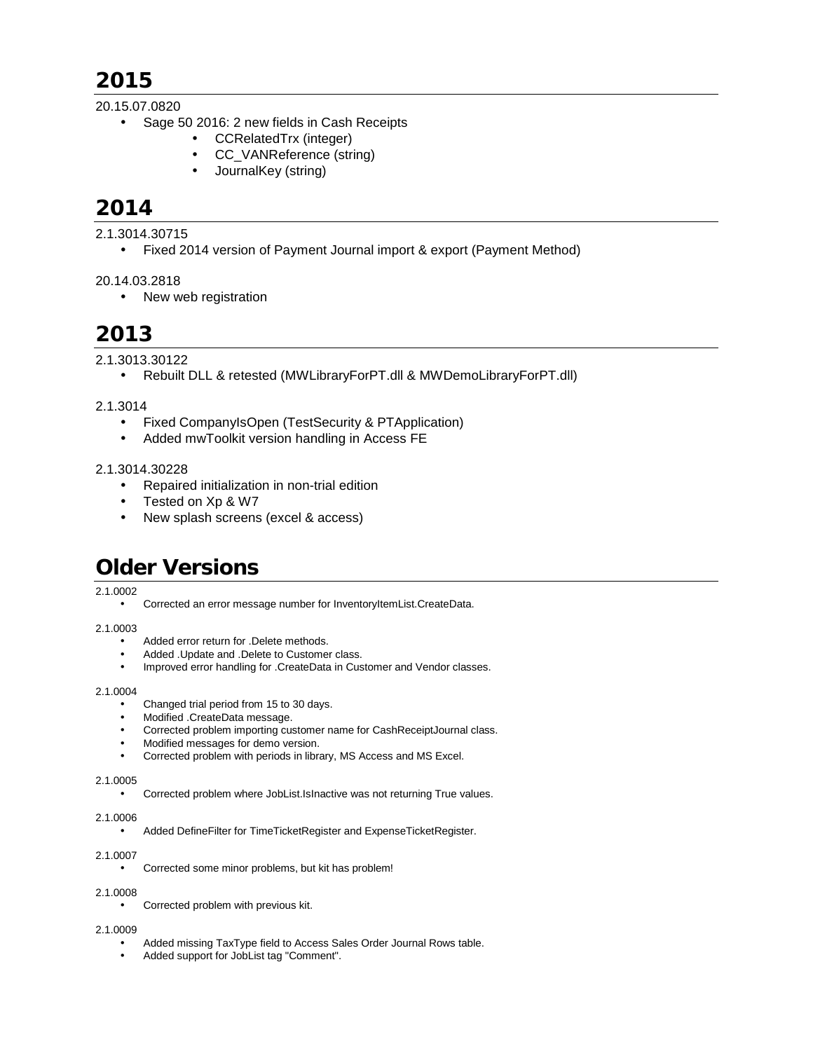# 2015

20.15.07.0820

- Sage 50 2016: 2 new fields in Cash Receipts
    - CCRelatedTrx (integer)
    - CC_VANReference (string)
    - JournalKey (string)

# 2014

2.1.3014.30715

- Fixed 2014 version of Payment Journal import & export (Payment Method)

20.14.03.2818

- New web registration

# 2013

2.1.3013.30122

- Rebuilt DLL & retested (MWLibraryForPT.dll & MWDemoLibraryForPT.dll)

2.1.3014

- Fixed CompanyIsOpen (TestSecurity & PTApplication)
- Added mwToolkit version handling in Access FE

2.1.3014.30228

- Repaired initialization in non-trial edition
- Tested on Xp & W7
- New splash screens (excel & access)

# Older Versions

2.1.0002

- Corrected an error message number for InventoryItemList.CreateData.

2.1.0003

- Added error return for .Delete methods.
- Added .Update and .Delete to Customer class.
- Improved error handling for .CreateData in Customer and Vendor classes.

2.1.0004

- Changed trial period from 15 to 30 days.
- Modified .CreateData message.
- Corrected problem importing customer name for CashReceiptJournal class.
- Modified messages for demo version.
- Corrected problem with periods in library, MS Access and MS Excel.

2.1.0005

- Corrected problem where JobList.IsInactive was not returning True values.

2.1.0006

- Added DefineFilter for TimeTicketRegister and ExpenseTicketRegister.

2.1.0007

- Corrected some minor problems, but kit has problem!

2.1.0008

- Corrected problem with previous kit.

2.1.0009

- Added missing TaxType field to Access Sales Order Journal Rows table.
- Added support for JobList tag "Comment".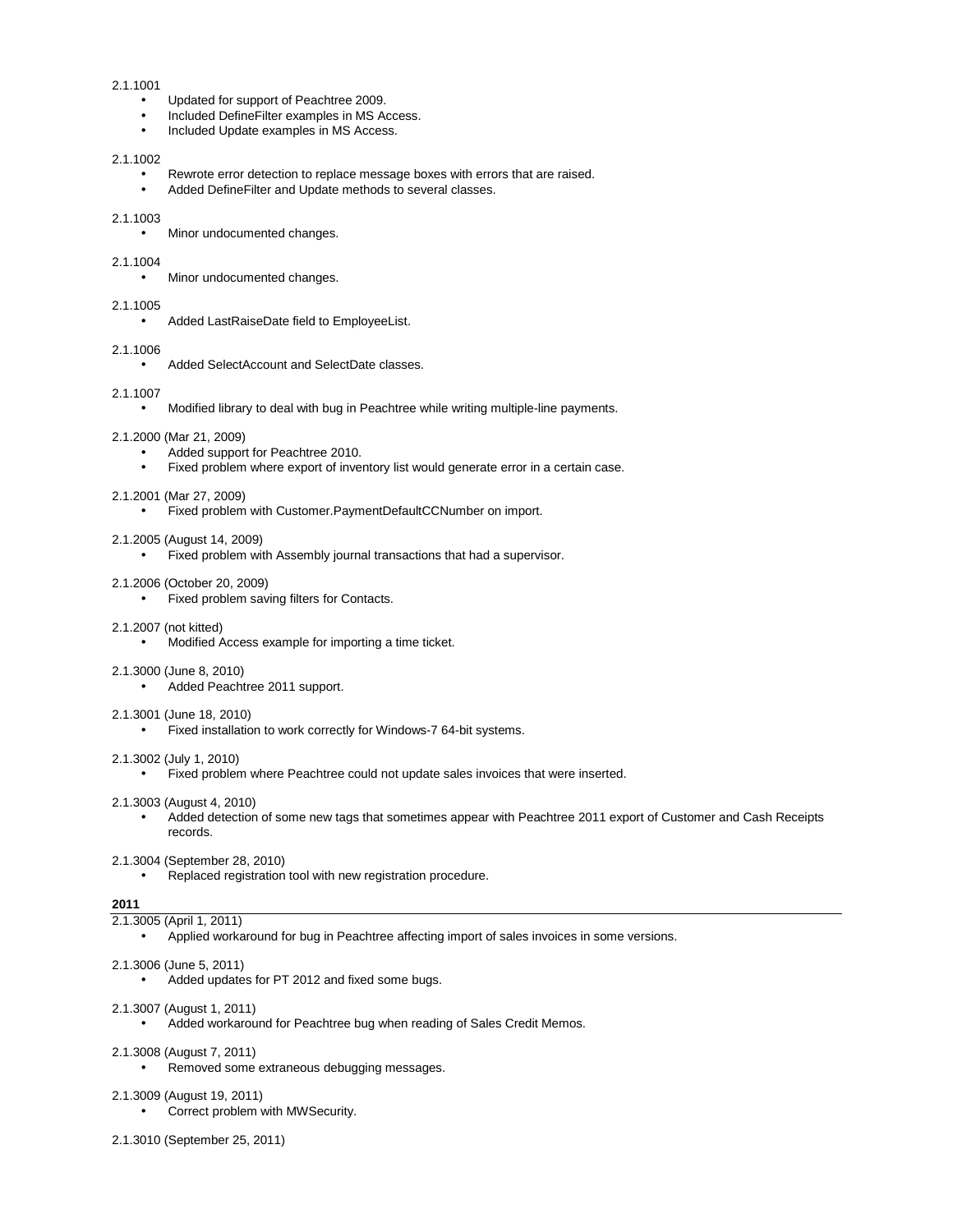2.1.1001

- Updated for support of Peachtree 2009.
- Included DefineFilter examples in MS Access.
- Included Update examples in MS Access.

2.1.1002

- Rewrote error detection to replace message boxes with errors that are raised.
- Added DefineFilter and Update methods to several classes.

2.1.1003

- Minor undocumented changes.

2.1.1004

- Minor undocumented changes.

2.1.1005

- Added LastRaiseDate field to EmployeeList.

2.1.1006

- Added SelectAccount and SelectDate classes.

2.1.1007

- Modified library to deal with bug in Peachtree while writing multiple-line payments.

2.1.2000 (Mar 21, 2009)

- Added support for Peachtree 2010.
- Fixed problem where export of inventory list would generate error in a certain case.

2.1.2001 (Mar 27, 2009)

- Fixed problem with Customer.PaymentDefaultCCNumber on import.

2.1.2005 (August 14, 2009)

- Fixed problem with Assembly journal transactions that had a supervisor.

2.1.2006 (October 20, 2009)

- Fixed problem saving filters for Contacts.

2.1.2007 (not kitted)

- Modified Access example for importing a time ticket.

2.1.3000 (June 8, 2010)

- Added Peachtree 2011 support.

2.1.3001 (June 18, 2010)

- Fixed installation to work correctly for Windows-7 64-bit systems.

2.1.3002 (July 1, 2010)

- Fixed problem where Peachtree could not update sales invoices that were inserted.

2.1.3003 (August 4, 2010)

- Added detection of some new tags that sometimes appear with Peachtree 2011 export of Customer and Cash Receipts records.

2.1.3004 (September 28, 2010)

- Replaced registration tool with new registration procedure.

**2011**

2.1.3005 (April 1, 2011)

- Applied workaround for bug in Peachtree affecting import of sales invoices in some versions.

2.1.3006 (June 5, 2011)

- Added updates for PT 2012 and fixed some bugs.

2.1.3007 (August 1, 2011)

- Added workaround for Peachtree bug when reading of Sales Credit Memos.

2.1.3008 (August 7, 2011)

- Removed some extraneous debugging messages.

2.1.3009 (August 19, 2011)

- Correct problem with MWSecurity.

2.1.3010 (September 25, 2011)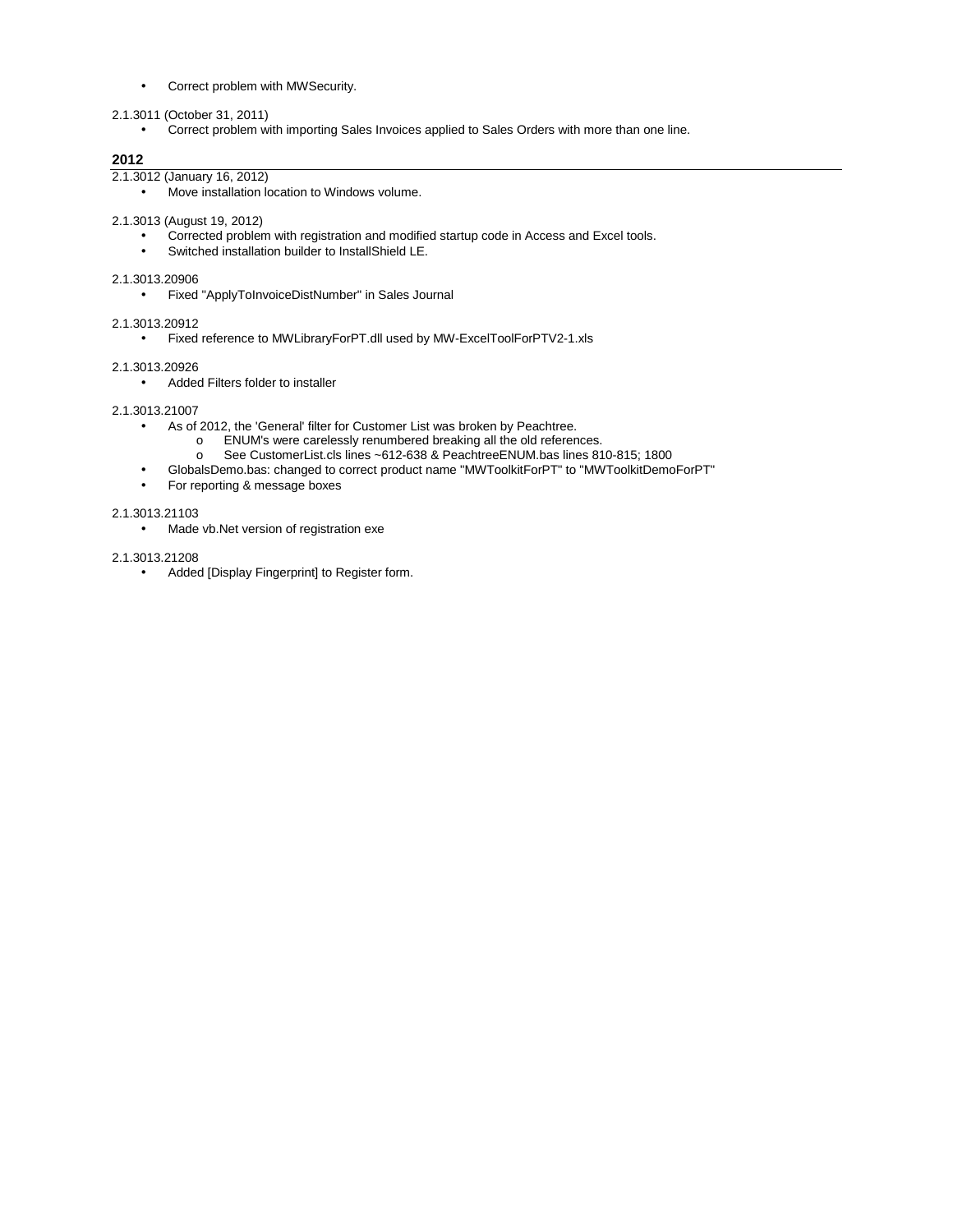- Correct problem with MWSecurity.

2.1.3011 (October 31, 2011)

- Correct problem with importing Sales Invoices applied to Sales Orders with more than one line.

## 2012

2.1.3012 (January 16, 2012)

- Move installation location to Windows volume.

2.1.3013 (August 19, 2012)

- Corrected problem with registration and modified startup code in Access and Excel tools.
- Switched installation builder to InstallShield LE.

2.1.3013.20906

- Fixed "ApplyToInvoiceDistNumber" in Sales Journal

2.1.3013.20912

- Fixed reference to MWLibraryForPT.dll used by MW-ExcelToolForPTV2-1.xls

2.1.3013.20926

- Added Filters folder to installer

2.1.3013.21007

- As of 2012, the 'General' filter for Customer List was broken by Peachtree.
  - ENUM's were carelessly renumbered breaking all the old references.
  - See CustomerList.cls lines ~612-638 & PeachtreeENUM.bas lines 810-815; 1800
- GlobalsDemo.bas: changed to correct product name "MWToolkitForPT" to "MWToolkitDemoForPT"
- For reporting & message boxes

2.1.3013.21103

- Made vb.Net version of registration exe

2.1.3013.21208

- Added [Display Fingerprint] to Register form.